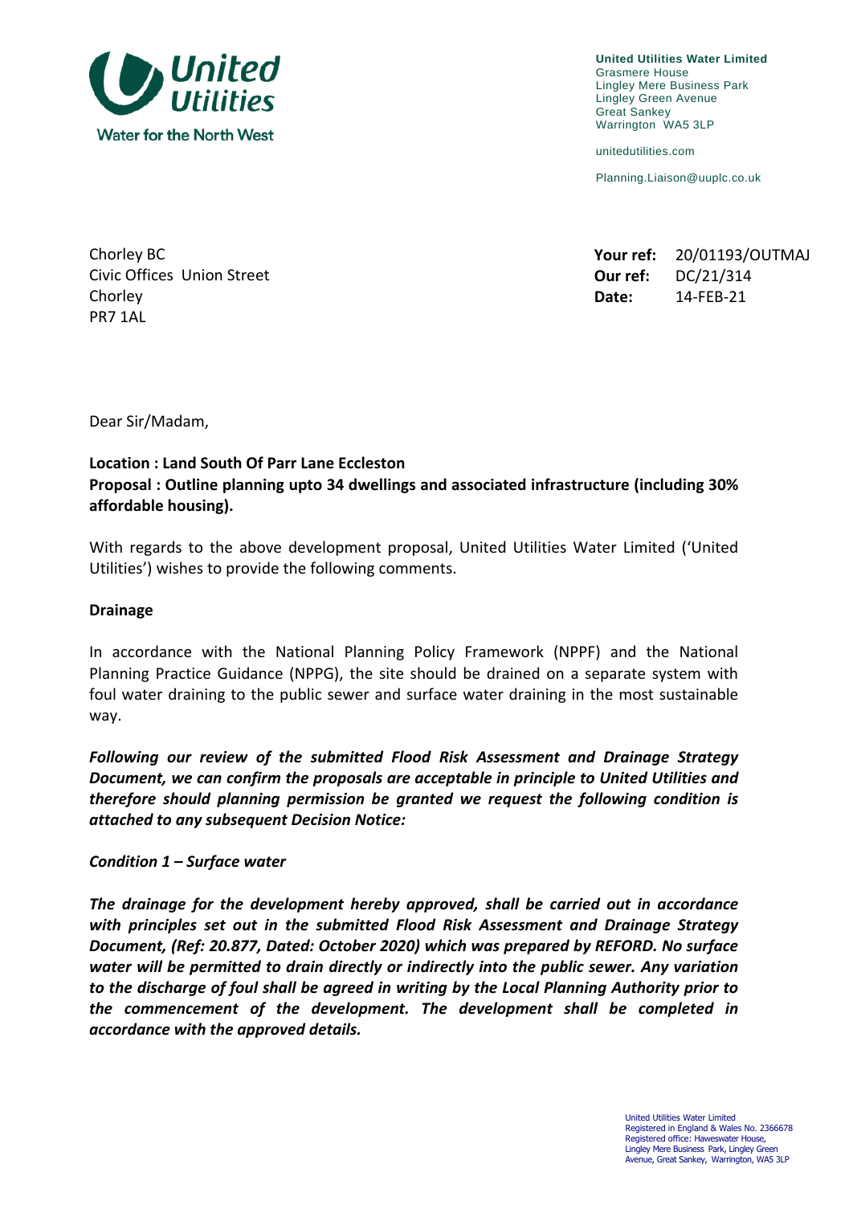United Utilities
Water for the North West

**United Utilities Water Limited**
Grasmere House
Lingley Mere Business Park
Lingley Green Avenue
Great Sankey
Warrington WA5 3LP

unitedutilities.com

Planning.Liaison@uuplc.co.uk

Chorley BC
Civic Offices Union Street
Chorley
PR7 1AL

**Your ref:** 20/01193/OUTMAJ
**Our ref:** DC/21/314
**Date:** 14-FEB-21

Dear Sir/Madam,

**Location : Land South Of Parr Lane Eccleston**
**Proposal : Outline planning upto 34 dwellings and associated infrastructure (including 30% affordable housing).**

With regards to the above development proposal, United Utilities Water Limited ('United Utilities') wishes to provide the following comments.

**Drainage**

In accordance with the National Planning Policy Framework (NPPF) and the National Planning Practice Guidance (NPPG), the site should be drained on a separate system with foul water draining to the public sewer and surface water draining in the most sustainable way.

***Following our review of the submitted Flood Risk Assessment and Drainage Strategy Document, we can confirm the proposals are acceptable in principle to United Utilities and therefore should planning permission be granted we request the following condition is attached to any subsequent Decision Notice:***

***Condition 1 – Surface water***

***The drainage for the development hereby approved, shall be carried out in accordance with principles set out in the submitted Flood Risk Assessment and Drainage Strategy Document, (Ref: 20.877, Dated: October 2020) which was prepared by REFORD. No surface water will be permitted to drain directly or indirectly into the public sewer. Any variation to the discharge of foul shall be agreed in writing by the Local Planning Authority prior to the commencement of the development. The development shall be completed in accordance with the approved details.***

United Utilities Water Limited
Registered in England & Wales No. 2366678
Registered office: Haweswater House, Lingley Mere Business Park, Lingley Green Avenue, Great Sankey, Warrington, WA5 3LP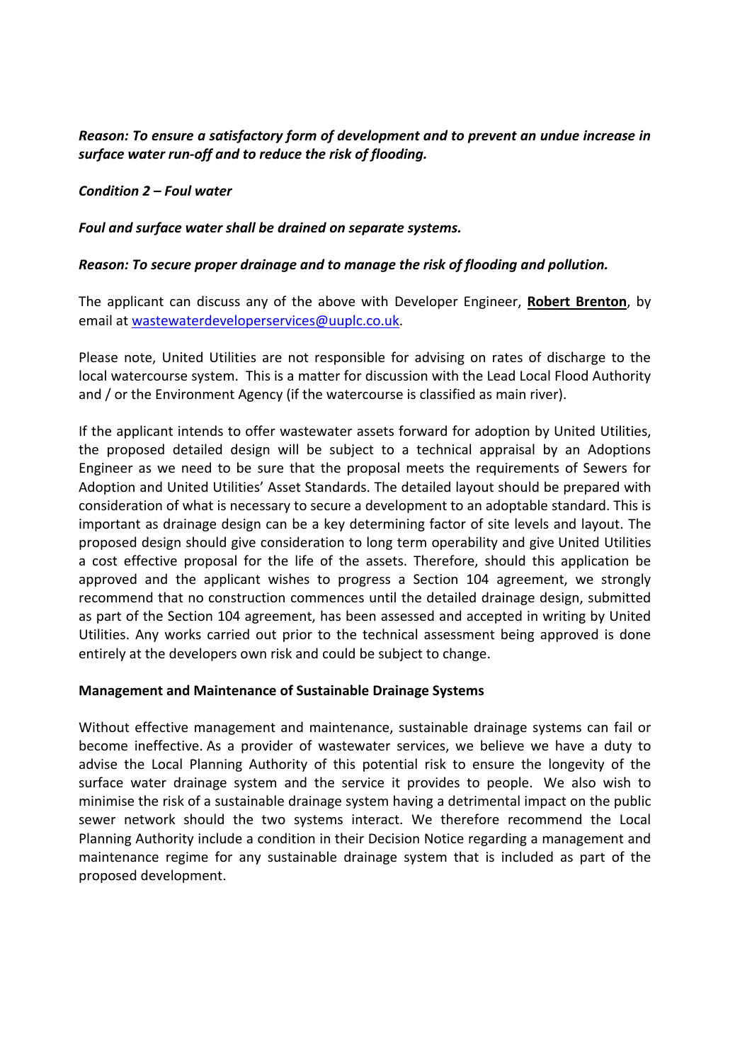***Reason: To ensure a satisfactory form of development and to prevent an undue increase in surface water run-off and to reduce the risk of flooding.***

***Condition 2 – Foul water***

***Foul and surface water shall be drained on separate systems.***

***Reason: To secure proper drainage and to manage the risk of flooding and pollution.***

The applicant can discuss any of the above with Developer Engineer, **Robert Brenton**, by email at wastewaterdeveloperservices@uuplc.co.uk.

Please note, United Utilities are not responsible for advising on rates of discharge to the local watercourse system. This is a matter for discussion with the Lead Local Flood Authority and / or the Environment Agency (if the watercourse is classified as main river).

If the applicant intends to offer wastewater assets forward for adoption by United Utilities, the proposed detailed design will be subject to a technical appraisal by an Adoptions Engineer as we need to be sure that the proposal meets the requirements of Sewers for Adoption and United Utilities' Asset Standards. The detailed layout should be prepared with consideration of what is necessary to secure a development to an adoptable standard. This is important as drainage design can be a key determining factor of site levels and layout. The proposed design should give consideration to long term operability and give United Utilities a cost effective proposal for the life of the assets. Therefore, should this application be approved and the applicant wishes to progress a Section 104 agreement, we strongly recommend that no construction commences until the detailed drainage design, submitted as part of the Section 104 agreement, has been assessed and accepted in writing by United Utilities. Any works carried out prior to the technical assessment being approved is done entirely at the developers own risk and could be subject to change.

**Management and Maintenance of Sustainable Drainage Systems**

Without effective management and maintenance, sustainable drainage systems can fail or become ineffective. As a provider of wastewater services, we believe we have a duty to advise the Local Planning Authority of this potential risk to ensure the longevity of the surface water drainage system and the service it provides to people. We also wish to minimise the risk of a sustainable drainage system having a detrimental impact on the public sewer network should the two systems interact. We therefore recommend the Local Planning Authority include a condition in their Decision Notice regarding a management and maintenance regime for any sustainable drainage system that is included as part of the proposed development.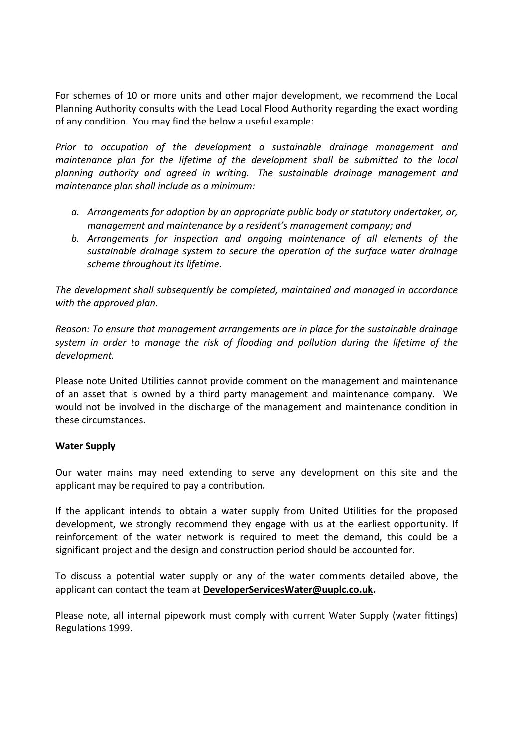For schemes of 10 or more units and other major development, we recommend the Local Planning Authority consults with the Lead Local Flood Authority regarding the exact wording of any condition. You may find the below a useful example:

*Prior to occupation of the development a sustainable drainage management and maintenance plan for the lifetime of the development shall be submitted to the local planning authority and agreed in writing. The sustainable drainage management and maintenance plan shall include as a minimum:*

- *a. Arrangements for adoption by an appropriate public body or statutory undertaker, or, management and maintenance by a resident's management company; and*
- *b. Arrangements for inspection and ongoing maintenance of all elements of the sustainable drainage system to secure the operation of the surface water drainage scheme throughout its lifetime.*

*The development shall subsequently be completed, maintained and managed in accordance with the approved plan.*

*Reason: To ensure that management arrangements are in place for the sustainable drainage system in order to manage the risk of flooding and pollution during the lifetime of the development.*

Please note United Utilities cannot provide comment on the management and maintenance of an asset that is owned by a third party management and maintenance company. We would not be involved in the discharge of the management and maintenance condition in these circumstances.

**Water Supply**

Our water mains may need extending to serve any development on this site and the applicant may be required to pay a contribution**.**

If the applicant intends to obtain a water supply from United Utilities for the proposed development, we strongly recommend they engage with us at the earliest opportunity. If reinforcement of the water network is required to meet the demand, this could be a significant project and the design and construction period should be accounted for.

To discuss a potential water supply or any of the water comments detailed above, the applicant can contact the team at **DeveloperServicesWater@uuplc.co.uk.**

Please note, all internal pipework must comply with current Water Supply (water fittings) Regulations 1999.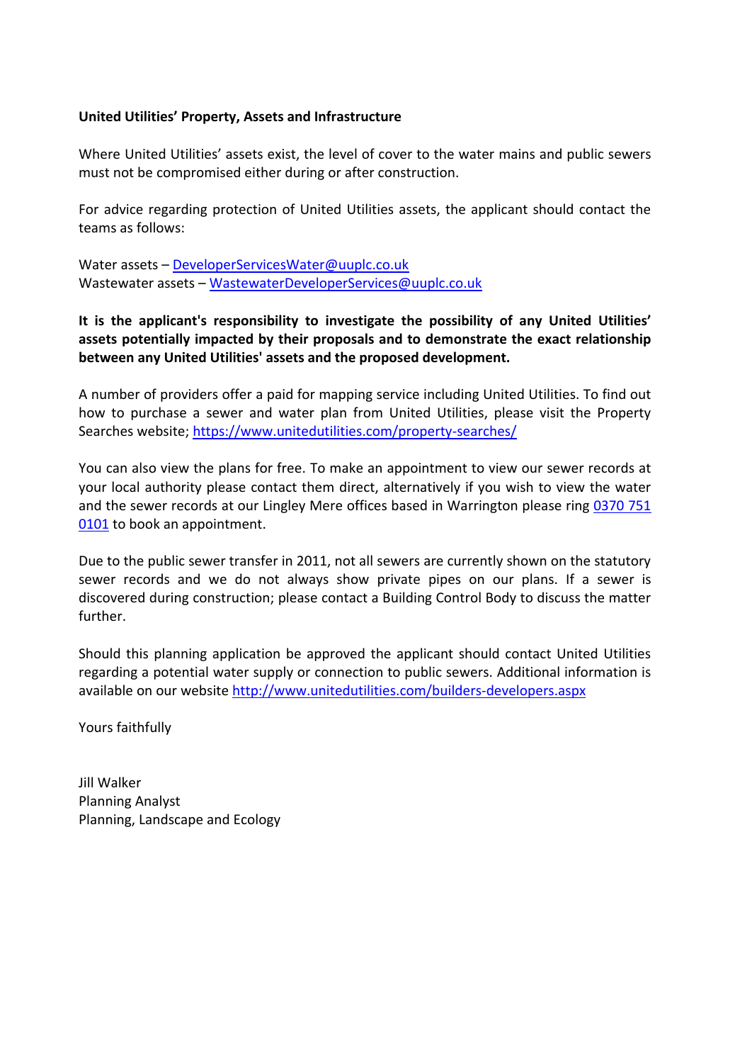**United Utilities' Property, Assets and Infrastructure**

Where United Utilities' assets exist, the level of cover to the water mains and public sewers must not be compromised either during or after construction.

For advice regarding protection of United Utilities assets, the applicant should contact the teams as follows:

Water assets – DeveloperServicesWater@uuplc.co.uk
Wastewater assets – WastewaterDeveloperServices@uuplc.co.uk

**It is the applicant's responsibility to investigate the possibility of any United Utilities' assets potentially impacted by their proposals and to demonstrate the exact relationship between any United Utilities' assets and the proposed development.**

A number of providers offer a paid for mapping service including United Utilities. To find out how to purchase a sewer and water plan from United Utilities, please visit the Property Searches website; https://www.unitedutilities.com/property-searches/

You can also view the plans for free. To make an appointment to view our sewer records at your local authority please contact them direct, alternatively if you wish to view the water and the sewer records at our Lingley Mere offices based in Warrington please ring 0370 751 0101 to book an appointment.

Due to the public sewer transfer in 2011, not all sewers are currently shown on the statutory sewer records and we do not always show private pipes on our plans. If a sewer is discovered during construction; please contact a Building Control Body to discuss the matter further.

Should this planning application be approved the applicant should contact United Utilities regarding a potential water supply or connection to public sewers. Additional information is available on our website http://www.unitedutilities.com/builders-developers.aspx

Yours faithfully

Jill Walker
Planning Analyst
Planning, Landscape and Ecology